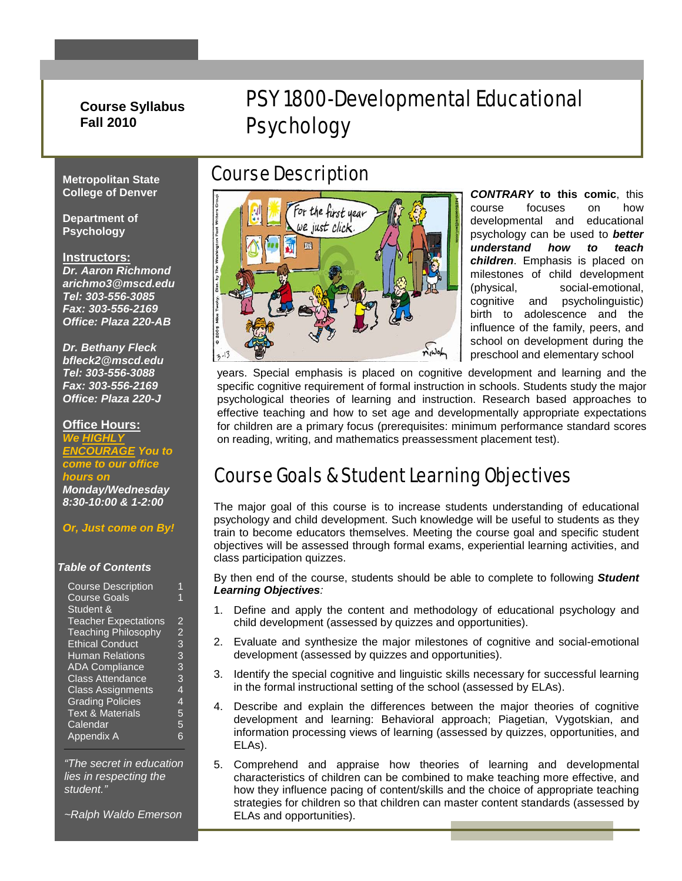**Course Syllabus**
**Fall 2010**

# PSY 1800-Developmental Educational Psychology

**Metropolitan State College of Denver**

**Department of Psychology**

**Instructors:**
***Dr. Aaron Richmond***
***arichmo3@mscd.edu***
***Tel: 303-556-3085***
***Fax: 303-556-2169***
***Office: Plaza 220-AB***

***Dr. Bethany Fleck***
***bfleck2@mscd.edu***
***Tel: 303-556-3088***
***Fax: 303-556-2169***
***Office: Plaza 220-J***

**Office Hours:**
***We HIGHLY ENCOURAGE You to come to our office hours on Monday/Wednesday 8:30-10:00 & 1-2:00***

***Or, Just come on By!***

***Table of Contents***

| | |
|---|---|
| Course Description | 1 |
| Course Goals | 1 |
| Student & Teacher Expectations | 2 |
| Teaching Philosophy | 2 |
| Ethical Conduct | 3 |
| Human Relations | 3 |
| ADA Compliance | 3 |
| Class Attendance | 3 |
| Class Assignments | 4 |
| Grading Policies | 4 |
| Text & Materials | 5 |
| Calendar | 5 |
| Appendix A | 6 |

*"The secret in education lies in respecting the student."*

*~Ralph Waldo Emerson*

## Course Description

***CONTRARY* to this comic**, this course focuses on how developmental and educational psychology can be used to ***better understand how to teach children***. Emphasis is placed on milestones of child development (physical, social-emotional, cognitive and psycholinguistic) birth to adolescence and the influence of the family, peers, and school on development during the preschool and elementary school years. Special emphasis is placed on cognitive development and learning and the specific cognitive requirement of formal instruction in schools. Students study the major psychological theories of learning and instruction. Research based approaches to effective teaching and how to set age and developmentally appropriate expectations for children are a primary focus (prerequisites: minimum performance standard scores on reading, writing, and mathematics preassessment placement test).

## Course Goals & Student Learning Objectives

The major goal of this course is to increase students understanding of educational psychology and child development. Such knowledge will be useful to students as they train to become educators themselves. Meeting the course goal and specific student objectives will be assessed through formal exams, experiential learning activities, and class participation quizzes.

By then end of the course, students should be able to complete to following ***Student Learning Objectives***:

1. Define and apply the content and methodology of educational psychology and child development (assessed by quizzes and opportunities).
2. Evaluate and synthesize the major milestones of cognitive and social-emotional development (assessed by quizzes and opportunities).
3. Identify the special cognitive and linguistic skills necessary for successful learning in the formal instructional setting of the school (assessed by ELAs).
4. Describe and explain the differences between the major theories of cognitive development and learning: Behavioral approach; Piagetian, Vygotskian, and information processing views of learning (assessed by quizzes, opportunities, and ELAs).
5. Comprehend and appraise how theories of learning and developmental characteristics of children can be combined to make teaching more effective, and how they influence pacing of content/skills and the choice of appropriate teaching strategies for children so that children can master content standards (assessed by ELAs and opportunities).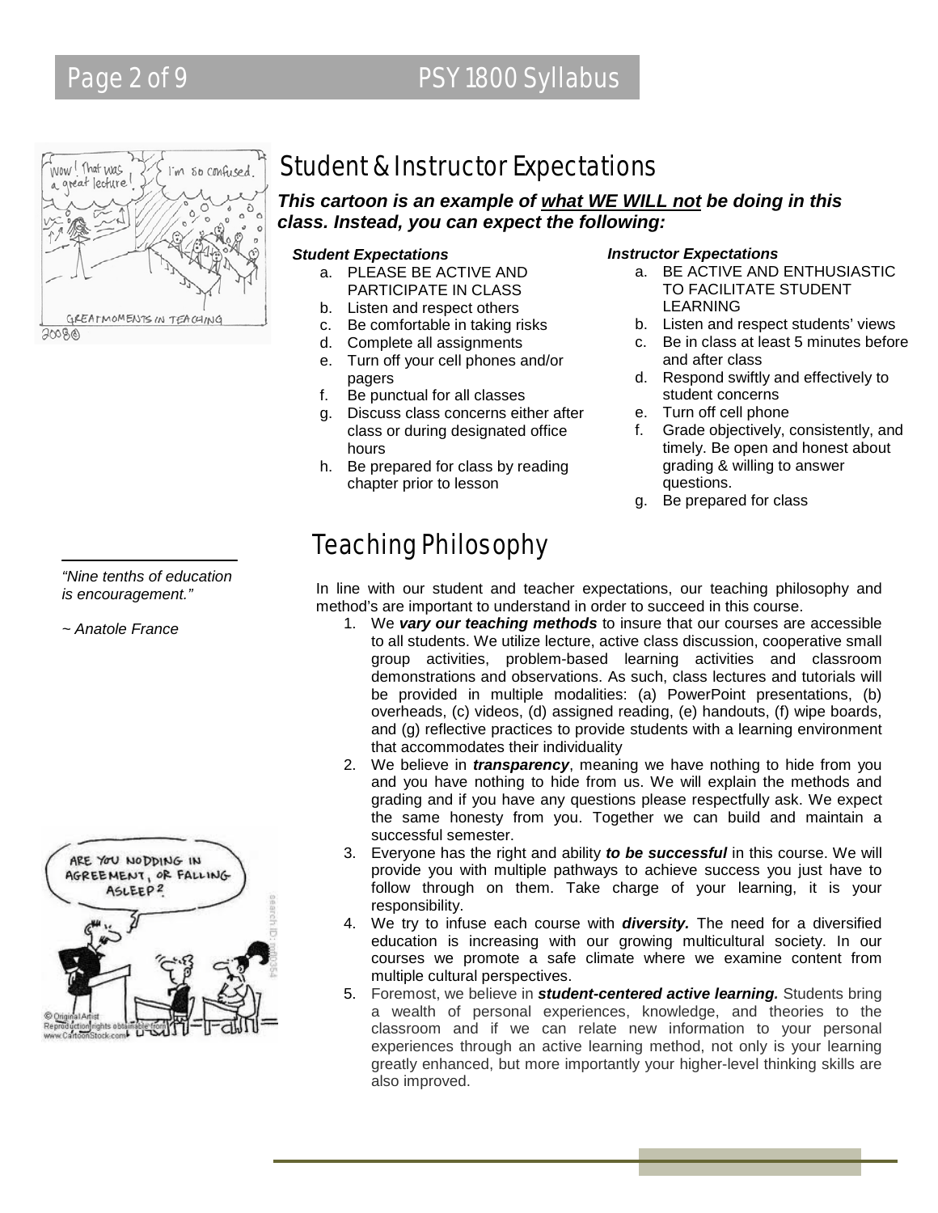## Student & Instructor Expectations

***This cartoon is an example of <u>what WE WILL not</u> be doing in this class. Instead, you can expect the following:***

***Student Expectations***

a. PLEASE BE ACTIVE AND PARTICIPATE IN CLASS
b. Listen and respect others
c. Be comfortable in taking risks
d. Complete all assignments
e. Turn off your cell phones and/or pagers
f. Be punctual for all classes
g. Discuss class concerns either after class or during designated office hours
h. Be prepared for class by reading chapter prior to lesson

***Instructor Expectations***

a. BE ACTIVE AND ENTHUSIASTIC TO FACILITATE STUDENT LEARNING
b. Listen and respect students' views
c. Be in class at least 5 minutes before and after class
d. Respond swiftly and effectively to student concerns
e. Turn off cell phone
f. Grade objectively, consistently, and timely. Be open and honest about grading & willing to answer questions.
g. Be prepared for class

## Teaching Philosophy

*"Nine tenths of education is encouragement."*

*~ Anatole France*

In line with our student and teacher expectations, our teaching philosophy and method's are important to understand in order to succeed in this course.

1. We ***vary our teaching methods*** to insure that our courses are accessible to all students. We utilize lecture, active class discussion, cooperative small group activities, problem-based learning activities and classroom demonstrations and observations. As such, class lectures and tutorials will be provided in multiple modalities: (a) PowerPoint presentations, (b) overheads, (c) videos, (d) assigned reading, (e) handouts, (f) wipe boards, and (g) reflective practices to provide students with a learning environment that accommodates their individuality
2. We believe in ***transparency***, meaning we have nothing to hide from you and you have nothing to hide from us. We will explain the methods and grading and if you have any questions please respectfully ask. We expect the same honesty from you. Together we can build and maintain a successful semester.
3. Everyone has the right and ability ***to be successful*** in this course. We will provide you with multiple pathways to achieve success you just have to follow through on them. Take charge of your learning, it is your responsibility.
4. We try to infuse each course with ***diversity.*** The need for a diversified education is increasing with our growing multicultural society. In our courses we promote a safe climate where we examine content from multiple cultural perspectives.
5. Foremost, we believe in ***student-centered active learning.*** Students bring a wealth of personal experiences, knowledge, and theories to the classroom and if we can relate new information to your personal experiences through an active learning method, not only is your learning greatly enhanced, but more importantly your higher-level thinking skills are also improved.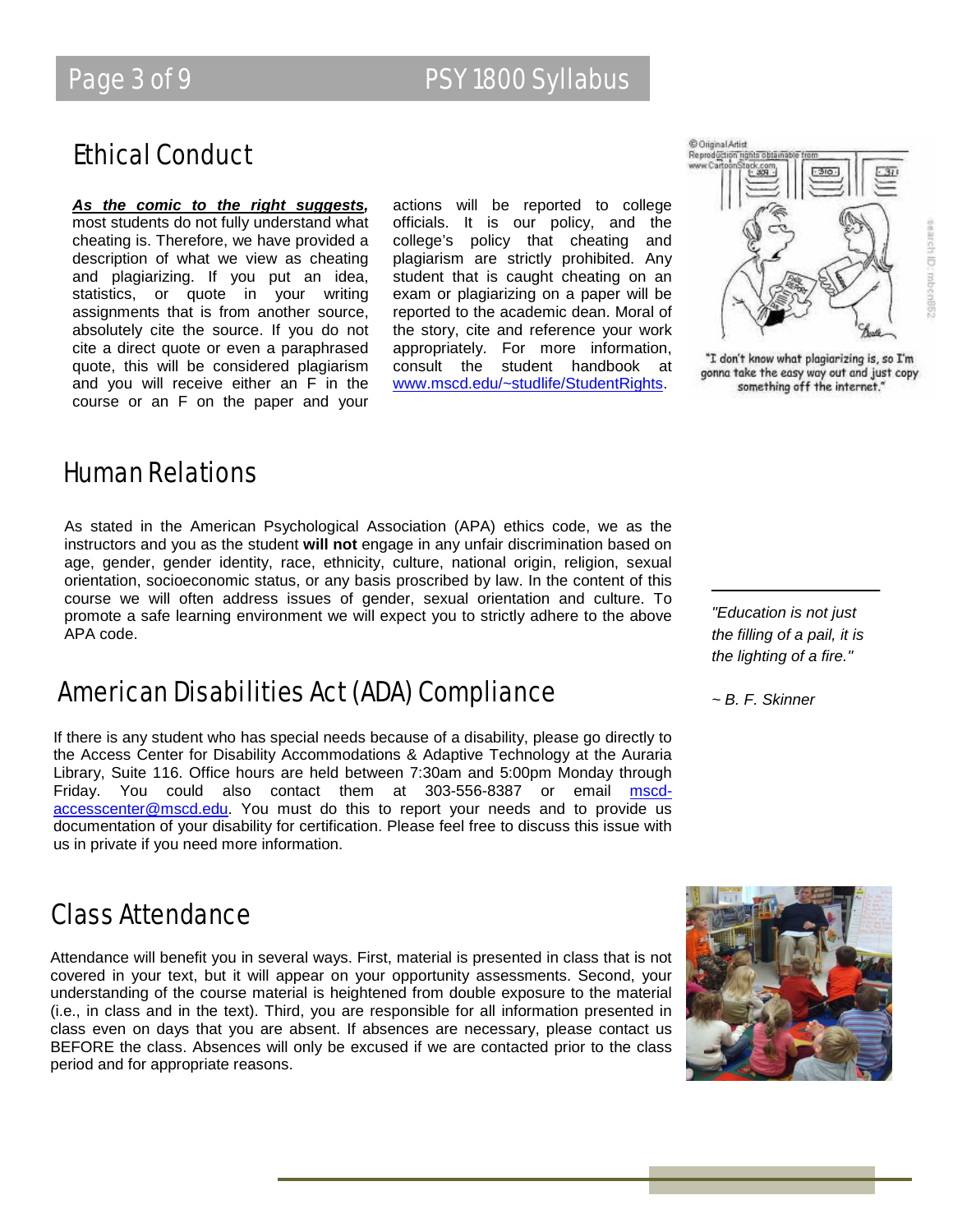## Ethical Conduct

***As the comic to the right suggests,*** most students do not fully understand what cheating is. Therefore, we have provided a description of what we view as cheating and plagiarizing. If you put an idea, statistics, or quote in your writing assignments that is from another source, absolutely cite the source. If you do not cite a direct quote or even a paraphrased quote, this will be considered plagiarism and you will receive either an F in the course or an F on the paper and your actions will be reported to college officials. It is our policy, and the college's policy that cheating and plagiarism are strictly prohibited. Any student that is caught cheating on an exam or plagiarizing on a paper will be reported to the academic dean. Moral of the story, cite and reference your work appropriately. For more information, consult the student handbook at www.mscd.edu/~studlife/StudentRights.

"I don't know what plagiarizing is, so I'm gonna take the easy way out and just copy something off the internet."

## Human Relations

As stated in the American Psychological Association (APA) ethics code, we as the instructors and you as the student **will not** engage in any unfair discrimination based on age, gender, gender identity, race, ethnicity, culture, national origin, religion, sexual orientation, socioeconomic status, or any basis proscribed by law. In the content of this course we will often address issues of gender, sexual orientation and culture. To promote a safe learning environment we will expect you to strictly adhere to the above APA code.

*"Education is not just the filling of a pail, it is the lighting of a fire."*

*~ B. F. Skinner*

## American Disabilities Act (ADA) Compliance

If there is any student who has special needs because of a disability, please go directly to the Access Center for Disability Accommodations & Adaptive Technology at the Auraria Library, Suite 116. Office hours are held between 7:30am and 5:00pm Monday through Friday. You could also contact them at 303-556-8387 or email mscd-accesscenter@mscd.edu. You must do this to report your needs and to provide us documentation of your disability for certification. Please feel free to discuss this issue with us in private if you need more information.

## Class Attendance

Attendance will benefit you in several ways. First, material is presented in class that is not covered in your text, but it will appear on your opportunity assessments. Second, your understanding of the course material is heightened from double exposure to the material (i.e., in class and in the text). Third, you are responsible for all information presented in class even on days that you are absent. If absences are necessary, please contact us BEFORE the class. Absences will only be excused if we are contacted prior to the class period and for appropriate reasons.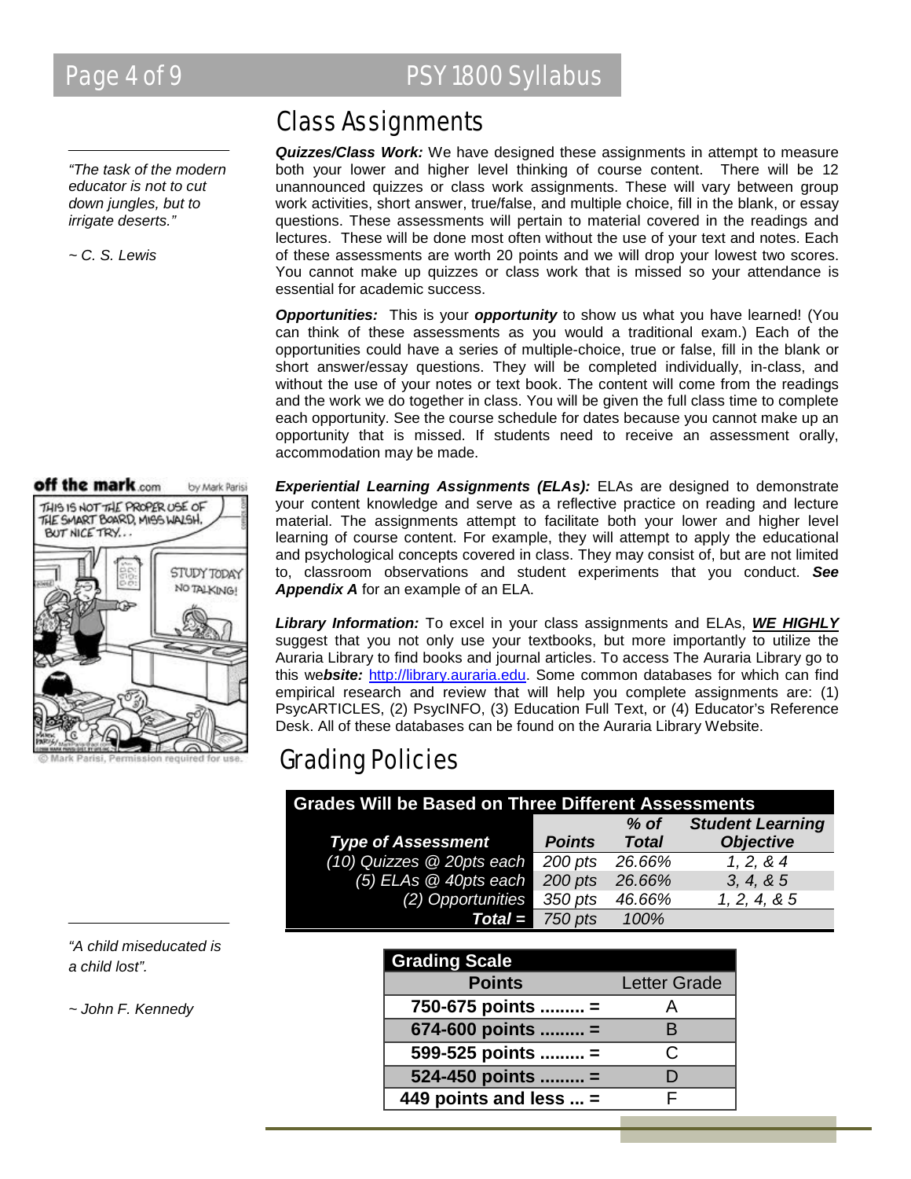*"The task of the modern educator is not to cut down jungles, but to irrigate deserts."*

*~ C. S. Lewis*

# Class Assignments

***Quizzes/Class Work:*** We have designed these assignments in attempt to measure both your lower and higher level thinking of course content. There will be 12 unannounced quizzes or class work assignments. These will vary between group work activities, short answer, true/false, and multiple choice, fill in the blank, or essay questions. These assessments will pertain to material covered in the readings and lectures. These will be done most often without the use of your text and notes. Each of these assessments are worth 20 points and we will drop your lowest two scores. You cannot make up quizzes or class work that is missed so your attendance is essential for academic success.

***Opportunities:*** This is your ***opportunity*** to show us what you have learned! (You can think of these assessments as you would a traditional exam.) Each of the opportunities could have a series of multiple-choice, true or false, fill in the blank or short answer/essay questions. They will be completed individually, in-class, and without the use of your notes or text book. The content will come from the readings and the work we do together in class. You will be given the full class time to complete each opportunity. See the course schedule for dates because you cannot make up an opportunity that is missed. If students need to receive an assessment orally, accommodation may be made.

***Experiential Learning Assignments (ELAs):*** ELAs are designed to demonstrate your content knowledge and serve as a reflective practice on reading and lecture material. The assignments attempt to facilitate both your lower and higher level learning of course content. For example, they will attempt to apply the educational and psychological concepts covered in class. They may consist of, but are not limited to, classroom observations and student experiments that you conduct. ***See Appendix A*** for an example of an ELA.

***Library Information:*** To excel in your class assignments and ELAs, ***WE HIGHLY*** suggest that you not only use your textbooks, but more importantly to utilize the Auraria Library to find books and journal articles. To access The Auraria Library go to this we***bsite:*** http://library.auraria.edu. Some common databases for which can find empirical research and review that will help you complete assignments are: (1) PsycARTICLES, (2) PsycINFO, (3) Education Full Text, or (4) Educator's Reference Desk. All of these databases can be found on the Auraria Library Website.

# Grading Policies

| Grades Will be Based on Three Different Assessments | | | |
|---|---|---|---|
| ***Type of Assessment*** | ***Points*** | ***% of Total*** | ***Student Learning Objective*** |
| *(10) Quizzes @ 20pts each* | *200 pts* | *26.66%* | *1, 2, & 4* |
| *(5) ELAs @ 40pts each* | *200 pts* | *26.66%* | *3, 4, & 5* |
| *(2) Opportunities* | *350 pts* | *46.66%* | *1, 2, 4, & 5* |
| ***Total =*** | *750 pts* | *100%* | |

*"A child miseducated is a child lost".*

*~ John F. Kennedy*

| Grading Scale | |
|---|---|
| **Points** | Letter Grade |
| **750-675 points ......... =** | A |
| **674-600 points ......... =** | B |
| **599-525 points ......... =** | C |
| **524-450 points ......... =** | D |
| **449 points and less ... =** | F |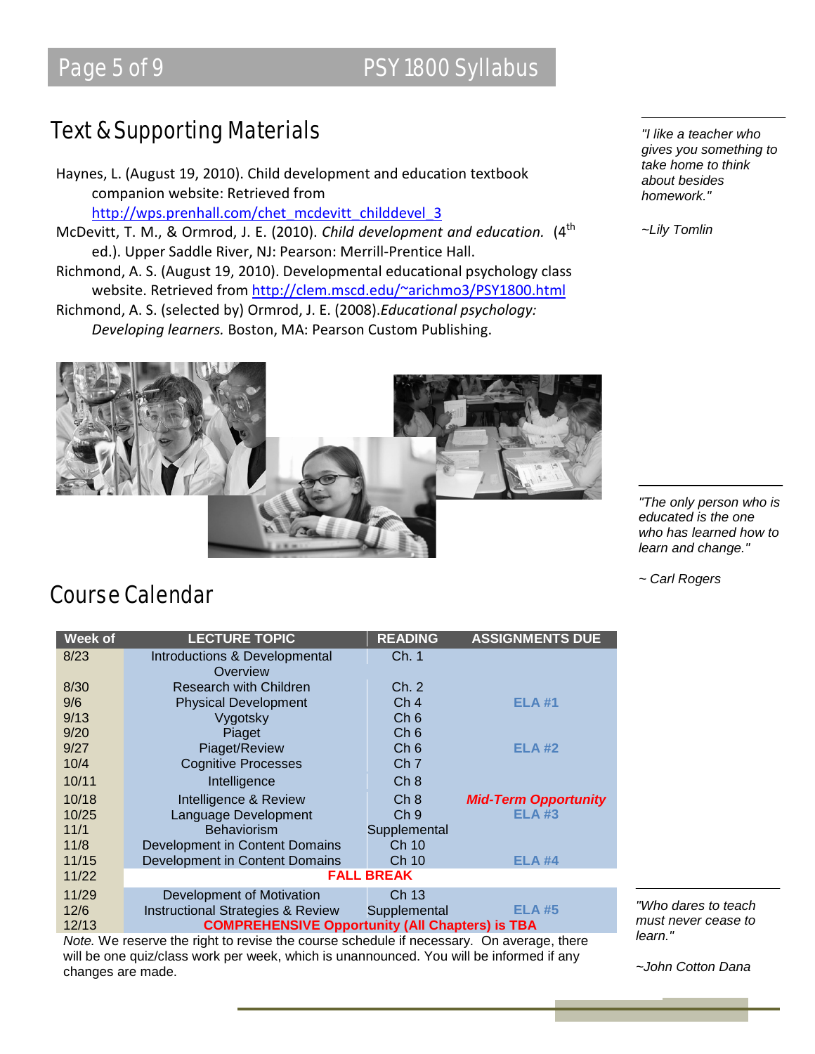## Text & Supporting Materials

Haynes, L. (August 19, 2010). Child development and education textbook companion website: Retrieved from http://wps.prenhall.com/chet_mcdevitt_childdevel_3

McDevitt, T. M., & Ormrod, J. E. (2010). *Child development and education.* (4th ed.). Upper Saddle River, NJ: Pearson: Merrill-Prentice Hall.

Richmond, A. S. (August 19, 2010). Developmental educational psychology class website. Retrieved from http://clem.mscd.edu/~arichmo3/PSY1800.html

Richmond, A. S. (selected by) Ormrod, J. E. (2008). *Educational psychology: Developing learners.* Boston, MA: Pearson Custom Publishing.

*"I like a teacher who gives you something to take home to think about besides homework."*

*~Lily Tomlin*

*"The only person who is educated is the one who has learned how to learn and change."*

*~ Carl Rogers*

## Course Calendar

| Week of | LECTURE TOPIC | READING | ASSIGNMENTS DUE |
|---|---|---|---|
| 8/23 | Introductions & Developmental Overview | Ch. 1 | |
| 8/30 | Research with Children | Ch. 2 | |
| 9/6 | Physical Development | Ch 4 | **ELA #1** |
| 9/13 | Vygotsky | Ch 6 | |
| 9/20 | Piaget | Ch 6 | |
| 9/27 | Piaget/Review | Ch 6 | **ELA #2** |
| 10/4 | Cognitive Processes | Ch 7 | |
| 10/11 | Intelligence | Ch 8 | |
| 10/18 | Intelligence & Review | Ch 8 | ***Mid-Term Opportunity*** |
| 10/25 | Language Development | Ch 9 | **ELA #3** |
| 11/1 | Behaviorism | Supplemental | |
| 11/8 | Development in Content Domains | Ch 10 | |
| 11/15 | Development in Content Domains | Ch 10 | **ELA #4** |
| 11/22 | **FALL BREAK** | | |
| 11/29 | Development of Motivation | Ch 13 | |
| 12/6 | Instructional Strategies & Review | Supplemental | **ELA #5** |
| 12/13 | **COMPREHENSIVE Opportunity (All Chapters) is TBA** | | |

*Note.* We reserve the right to revise the course schedule if necessary. On average, there will be one quiz/class work per week, which is unannounced. You will be informed if any changes are made.

*"Who dares to teach must never cease to learn."*

*~John Cotton Dana*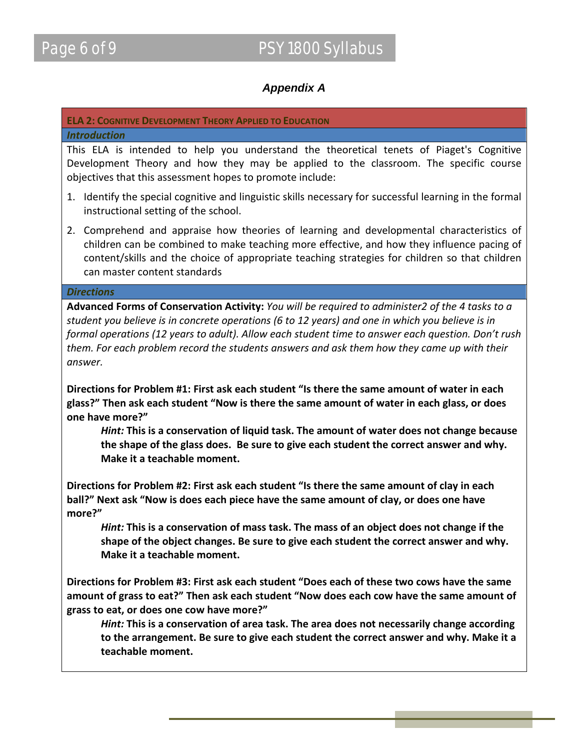## *Appendix A*

**ELA 2: Cognitive Development Theory Applied to Education**

***Introduction***

This ELA is intended to help you understand the theoretical tenets of Piaget's Cognitive Development Theory and how they may be applied to the classroom. The specific course objectives that this assessment hopes to promote include:

1. Identify the special cognitive and linguistic skills necessary for successful learning in the formal instructional setting of the school.
2. Comprehend and appraise how theories of learning and developmental characteristics of children can be combined to make teaching more effective, and how they influence pacing of content/skills and the choice of appropriate teaching strategies for children so that children can master content standards

***Directions***

**Advanced Forms of Conservation Activity:** *You will be required to administer2 of the 4 tasks to a student you believe is in concrete operations (6 to 12 years) and one in which you believe is in formal operations (12 years to adult). Allow each student time to answer each question. Don't rush them. For each problem record the students answers and ask them how they came up with their answer.*

**Directions for Problem #1: First ask each student "Is there the same amount of water in each glass?" Then ask each student "Now is there the same amount of water in each glass, or does one have more?"**

> ***Hint:*** **This is a conservation of liquid task. The amount of water does not change because the shape of the glass does. Be sure to give each student the correct answer and why. Make it a teachable moment.**

**Directions for Problem #2: First ask each student "Is there the same amount of clay in each ball?" Next ask "Now is does each piece have the same amount of clay, or does one have more?"**

> ***Hint:*** **This is a conservation of mass task. The mass of an object does not change if the shape of the object changes. Be sure to give each student the correct answer and why. Make it a teachable moment.**

**Directions for Problem #3: First ask each student "Does each of these two cows have the same amount of grass to eat?" Then ask each student "Now does each cow have the same amount of grass to eat, or does one cow have more?"**

> ***Hint:*** **This is a conservation of area task. The area does not necessarily change according to the arrangement. Be sure to give each student the correct answer and why. Make it a teachable moment.**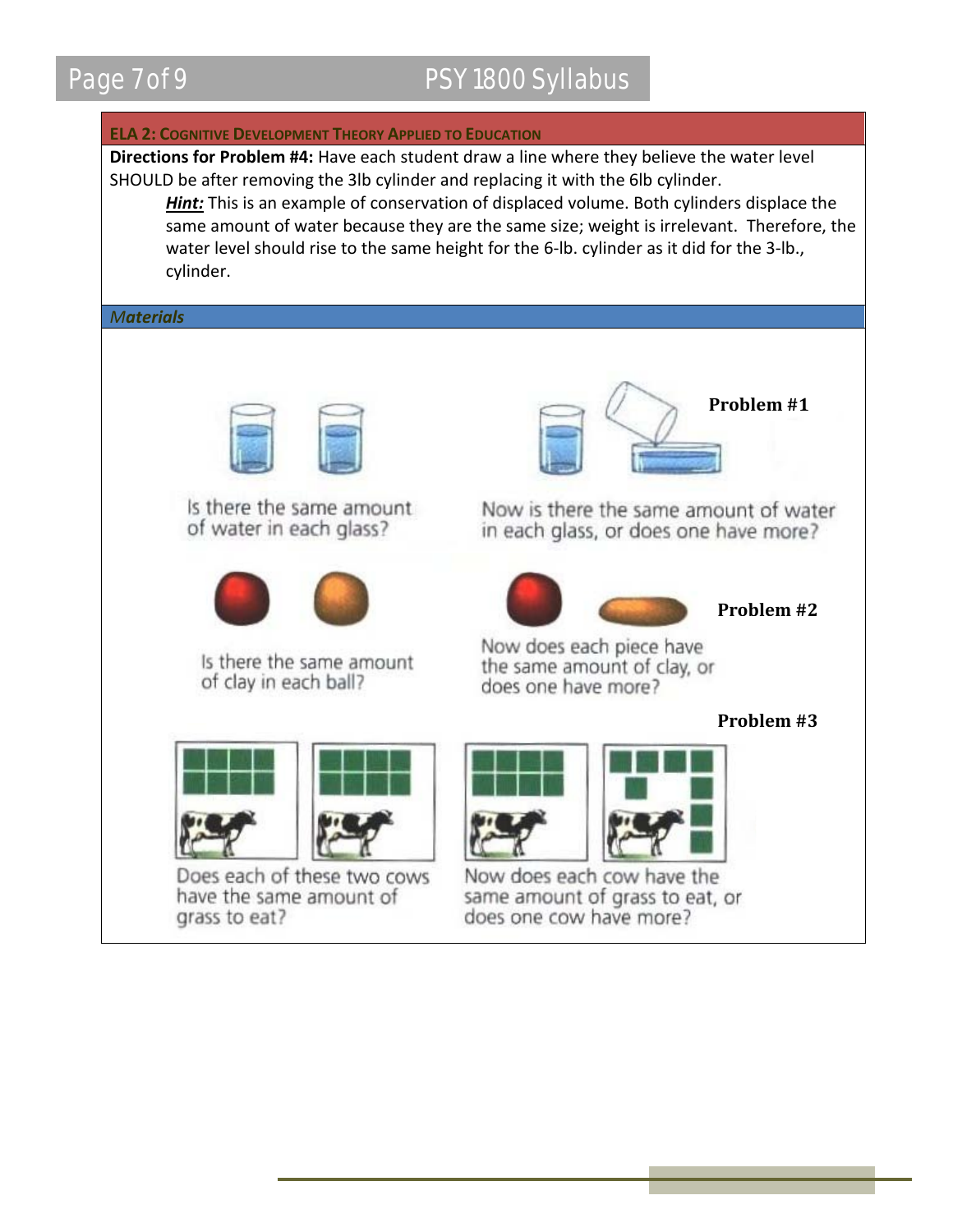## ELA 2: Cognitive Development Theory Applied to Education

**Directions for Problem #4:** Have each student draw a line where they believe the water level SHOULD be after removing the 3lb cylinder and replacing it with the 6lb cylinder.

> ***Hint:*** This is an example of conservation of displaced volume. Both cylinders displace the same amount of water because they are the same size; weight is irrelevant. Therefore, the water level should rise to the same height for the 6-lb. cylinder as it did for the 3-lb., cylinder.

### *Materials*

**Problem #1**

Is there the same amount of water in each glass?

Now is there the same amount of water in each glass, or does one have more?

**Problem #2**

Is there the same amount of clay in each ball?

Now does each piece have the same amount of clay, or does one have more?

**Problem #3**

Does each of these two cows have the same amount of grass to eat?

Now does each cow have the same amount of grass to eat, or does one cow have more?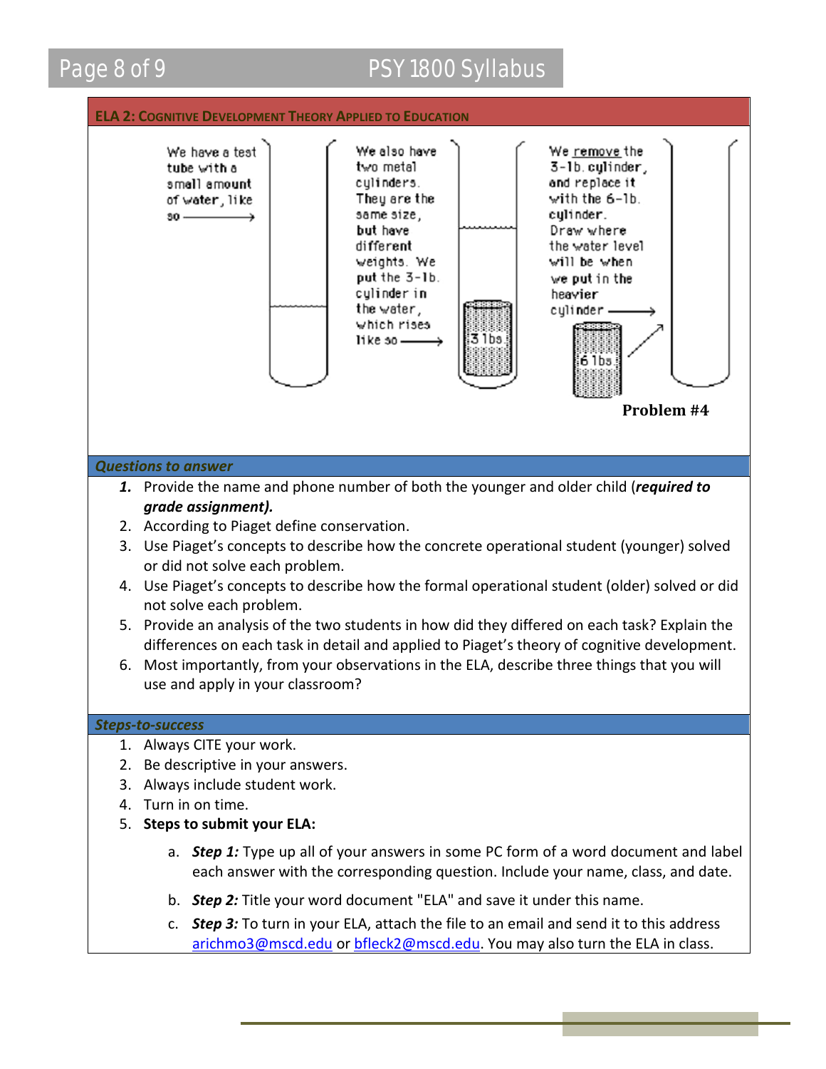## ELA 2: Cognitive Development Theory Applied to Education

We have a test tube with a small amount of water, like so →

We also have two metal cylinders. They are the same size, but have different weights. We put the 3-lb. cylinder in the water, which rises like so →

3 lbs

We remove the 3-lb. cylinder, and replace it with the 6-lb. cylinder. Draw where the water level will be when we put in the heavier cylinder →

6 lbs

**Problem #4**

### *Questions to answer*

1. Provide the name and phone number of both the younger and older child (***required to grade assignment).***
2. According to Piaget define conservation.
3. Use Piaget's concepts to describe how the concrete operational student (younger) solved or did not solve each problem.
4. Use Piaget's concepts to describe how the formal operational student (older) solved or did not solve each problem.
5. Provide an analysis of the two students in how did they differed on each task? Explain the differences on each task in detail and applied to Piaget's theory of cognitive development.
6. Most importantly, from your observations in the ELA, describe three things that you will use and apply in your classroom?

### *Steps-to-success*

1. Always CITE your work.
2. Be descriptive in your answers.
3. Always include student work.
4. Turn in on time.
5. **Steps to submit your ELA:**

   a. ***Step 1:*** Type up all of your answers in some PC form of a word document and label each answer with the corresponding question. Include your name, class, and date.

   b. ***Step 2:*** Title your word document "ELA" and save it under this name.

   c. ***Step 3:*** To turn in your ELA, attach the file to an email and send it to this address arichmo3@mscd.edu or bfleck2@mscd.edu. You may also turn the ELA in class.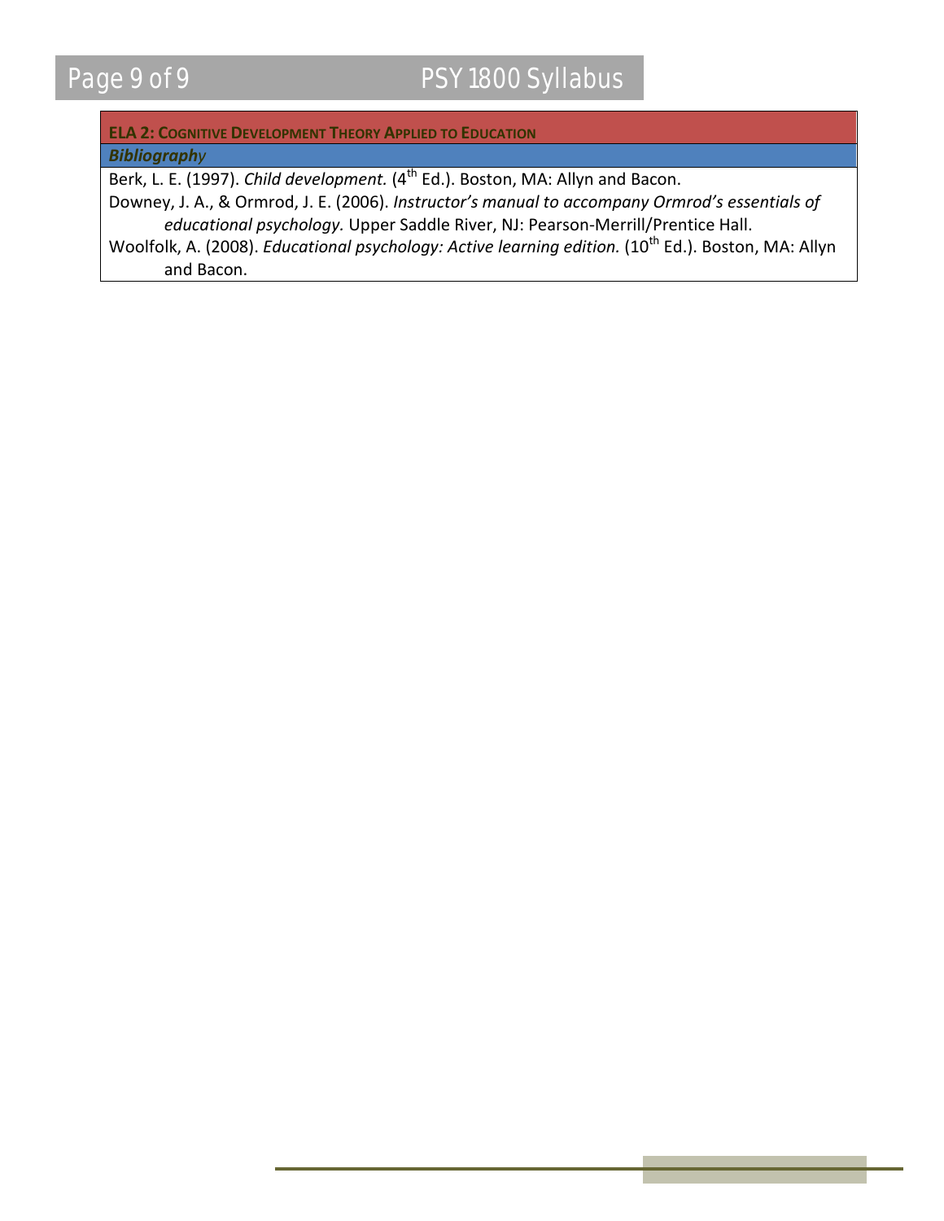**ELA 2: COGNITIVE DEVELOPMENT THEORY APPLIED TO EDUCATION**

***Bibliography***

Berk, L. E. (1997). *Child development.* (4th Ed.). Boston, MA: Allyn and Bacon.

Downey, J. A., & Ormrod, J. E. (2006). *Instructor's manual to accompany Ormrod's essentials of educational psychology.* Upper Saddle River, NJ: Pearson-Merrill/Prentice Hall.

Woolfolk, A. (2008). *Educational psychology: Active learning edition.* (10th Ed.). Boston, MA: Allyn and Bacon.